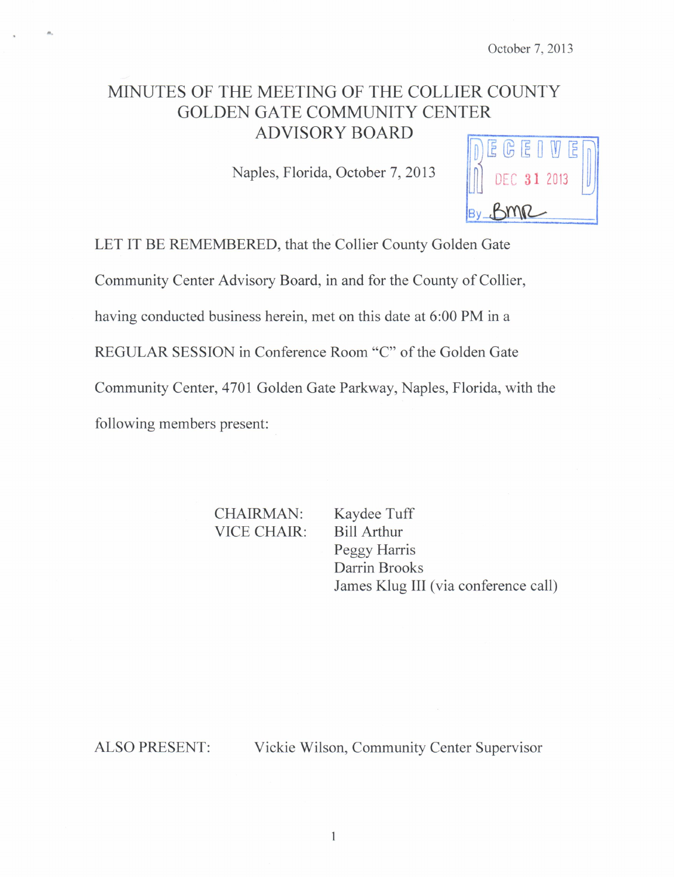October 7, 2013

# MINUTES OF THE MEETING OF THE COLLIER COUNTY GOLDEN GATE COMMUNITY CENTER ADVISORY BOARD

Naples, Florida, October 7, 2013

RECEIVED
DEC 31 2013
By BMR

LET IT BE REMEMBERED, that the Collier County Golden Gate Community Center Advisory Board, in and for the County of Collier, having conducted business herein, met on this date at 6:00 PM in a REGULAR SESSION in Conference Room "C" of the Golden Gate Community Center, 4701 Golden Gate Parkway, Naples, Florida, with the following members present:

CHAIRMAN: Kaydee Tuff
VICE CHAIR: Bill Arthur
Peggy Harris
Darrin Brooks
James Klug III (via conference call)

ALSO PRESENT: Vickie Wilson, Community Center Supervisor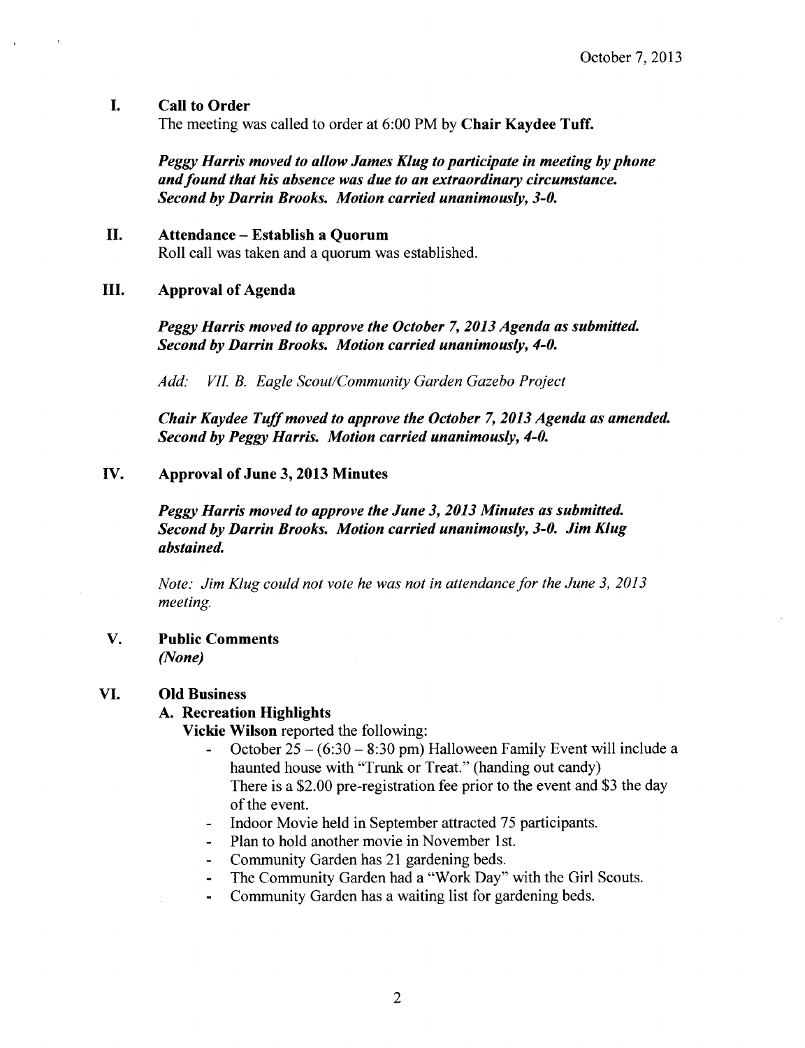October 7, 2013

## I. Call to Order

The meeting was called to order at 6:00 PM by **Chair Kaydee Tuff.**

***Peggy Harris moved to allow James Klug to participate in meeting by phone and found that his absence was due to an extraordinary circumstance. Second by Darrin Brooks. Motion carried unanimously, 3-0.***

## II. Attendance – Establish a Quorum

Roll call was taken and a quorum was established.

## III. Approval of Agenda

***Peggy Harris moved to approve the October 7, 2013 Agenda as submitted. Second by Darrin Brooks. Motion carried unanimously, 4-0.***

*Add: VII. B. Eagle Scout/Community Garden Gazebo Project*

***Chair Kaydee Tuff moved to approve the October 7, 2013 Agenda as amended. Second by Peggy Harris. Motion carried unanimously, 4-0.***

## IV. Approval of June 3, 2013 Minutes

***Peggy Harris moved to approve the June 3, 2013 Minutes as submitted. Second by Darrin Brooks. Motion carried unanimously, 3-0. Jim Klug abstained.***

*Note: Jim Klug could not vote he was not in attendance for the June 3, 2013 meeting.*

## V. Public Comments

*(None)*

## VI. Old Business

### A. Recreation Highlights

**Vickie Wilson** reported the following:

- October 25 – (6:30 – 8:30 pm) Halloween Family Event will include a haunted house with "Trunk or Treat." (handing out candy) There is a $2.00 pre-registration fee prior to the event and $3 the day of the event.
- Indoor Movie held in September attracted 75 participants.
- Plan to hold another movie in November 1st.
- Community Garden has 21 gardening beds.
- The Community Garden had a "Work Day" with the Girl Scouts.
- Community Garden has a waiting list for gardening beds.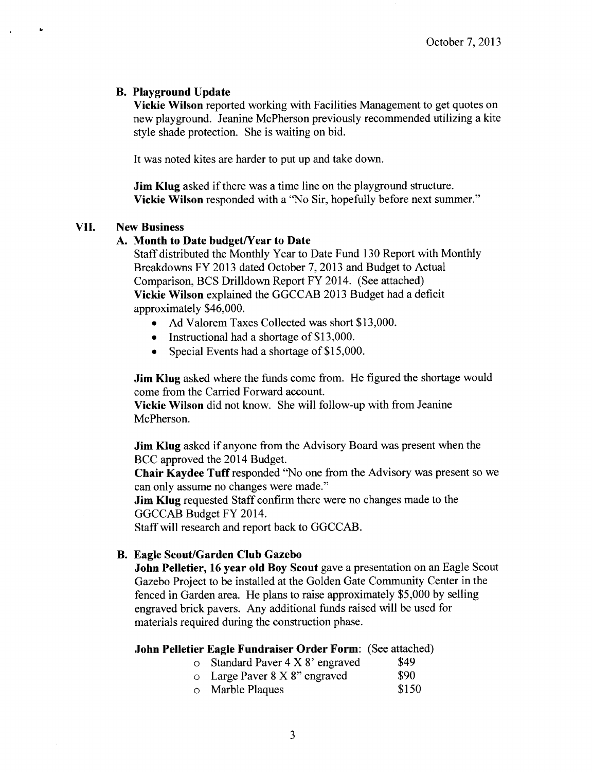October 7, 2013

### B. Playground Update

**Vickie Wilson** reported working with Facilities Management to get quotes on new playground. Jeanine McPherson previously recommended utilizing a kite style shade protection. She is waiting on bid.

It was noted kites are harder to put up and take down.

**Jim Klug** asked if there was a time line on the playground structure.
**Vickie Wilson** responded with a "No Sir, hopefully before next summer."

## VII. New Business

### A. Month to Date budget/Year to Date

Staff distributed the Monthly Year to Date Fund 130 Report with Monthly Breakdowns FY 2013 dated October 7, 2013 and Budget to Actual Comparison, BCS Drilldown Report FY 2014. (See attached)
**Vickie Wilson** explained the GGCCAB 2013 Budget had a deficit approximately $46,000.

- Ad Valorem Taxes Collected was short $13,000.
- Instructional had a shortage of $13,000.
- Special Events had a shortage of $15,000.

**Jim Klug** asked where the funds come from. He figured the shortage would come from the Carried Forward account.
**Vickie Wilson** did not know. She will follow-up with from Jeanine McPherson.

**Jim Klug** asked if anyone from the Advisory Board was present when the BCC approved the 2014 Budget.
**Chair Kaydee Tuff** responded "No one from the Advisory was present so we can only assume no changes were made."
**Jim Klug** requested Staff confirm there were no changes made to the GGCCAB Budget FY 2014.
Staff will research and report back to GGCCAB.

### B. Eagle Scout/Garden Club Gazebo

**John Pelletier, 16 year old Boy Scout** gave a presentation on an Eagle Scout Gazebo Project to be installed at the Golden Gate Community Center in the fenced in Garden area. He plans to raise approximately $5,000 by selling engraved brick pavers. Any additional funds raised will be used for materials required during the construction phase.

**John Pelletier Eagle Fundraiser Order Form**: (See attached)

- Standard Paver 4 X 8' engraved $49
- Large Paver 8 X 8" engraved $90
- Marble Plaques $150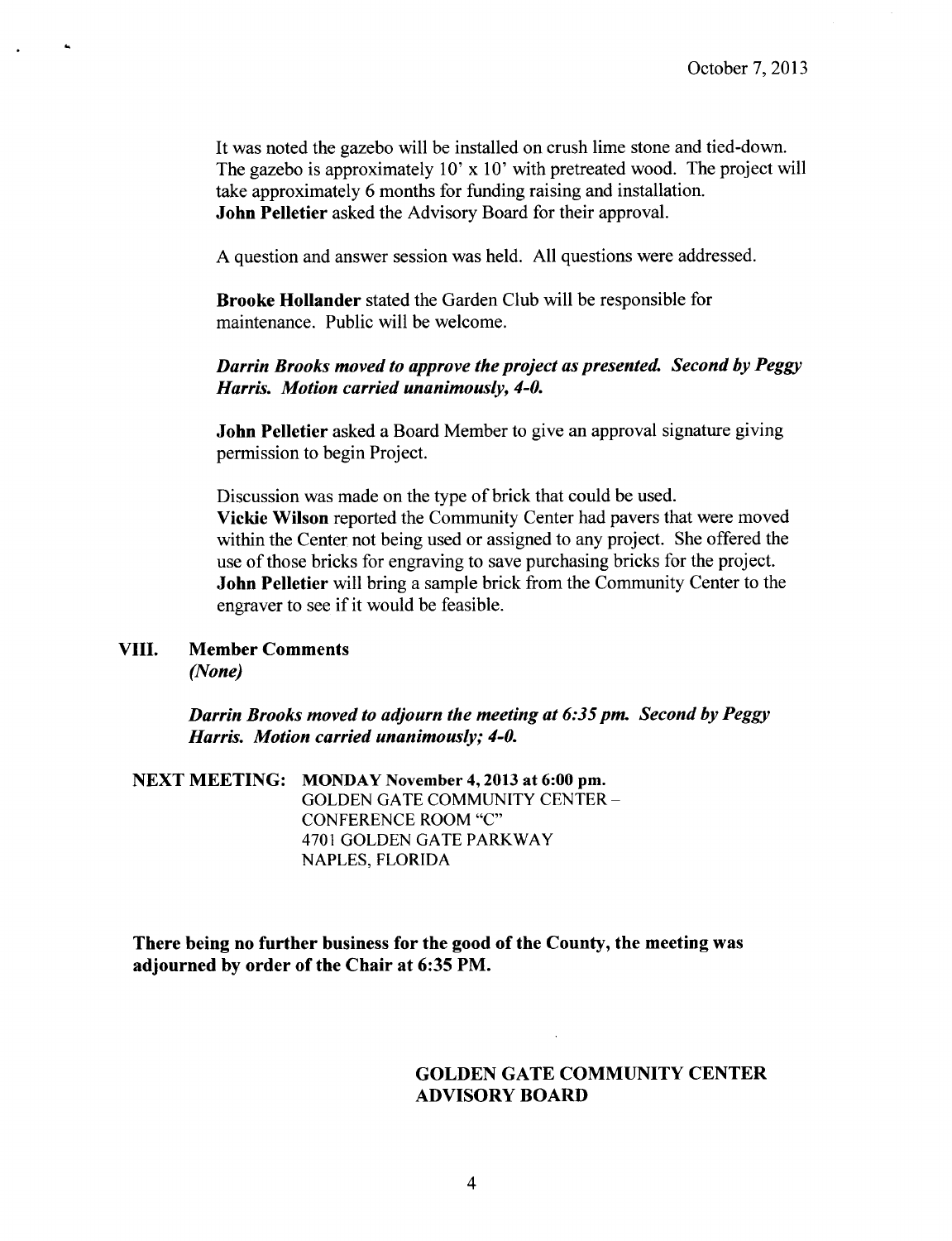It was noted the gazebo will be installed on crush lime stone and tied-down. The gazebo is approximately 10' x 10' with pretreated wood. The project will take approximately 6 months for funding raising and installation.
**John Pelletier** asked the Advisory Board for their approval.

A question and answer session was held. All questions were addressed.

**Brooke Hollander** stated the Garden Club will be responsible for maintenance. Public will be welcome.

***Darrin Brooks moved to approve the project as presented. Second by Peggy Harris. Motion carried unanimously, 4-0.***

**John Pelletier** asked a Board Member to give an approval signature giving permission to begin Project.

Discussion was made on the type of brick that could be used.
**Vickie Wilson** reported the Community Center had pavers that were moved within the Center not being used or assigned to any project. She offered the use of those bricks for engraving to save purchasing bricks for the project.
**John Pelletier** will bring a sample brick from the Community Center to the engraver to see if it would be feasible.

## VIII. Member Comments

*(None)*

***Darrin Brooks moved to adjourn the meeting at 6:35 pm. Second by Peggy Harris. Motion carried unanimously; 4-0.***

**NEXT MEETING: MONDAY November 4, 2013 at 6:00 pm.**
GOLDEN GATE COMMUNITY CENTER –
CONFERENCE ROOM "C"
4701 GOLDEN GATE PARKWAY
NAPLES, FLORIDA

**There being no further business for the good of the County, the meeting was adjourned by order of the Chair at 6:35 PM.**

**GOLDEN GATE COMMUNITY CENTER ADVISORY BOARD**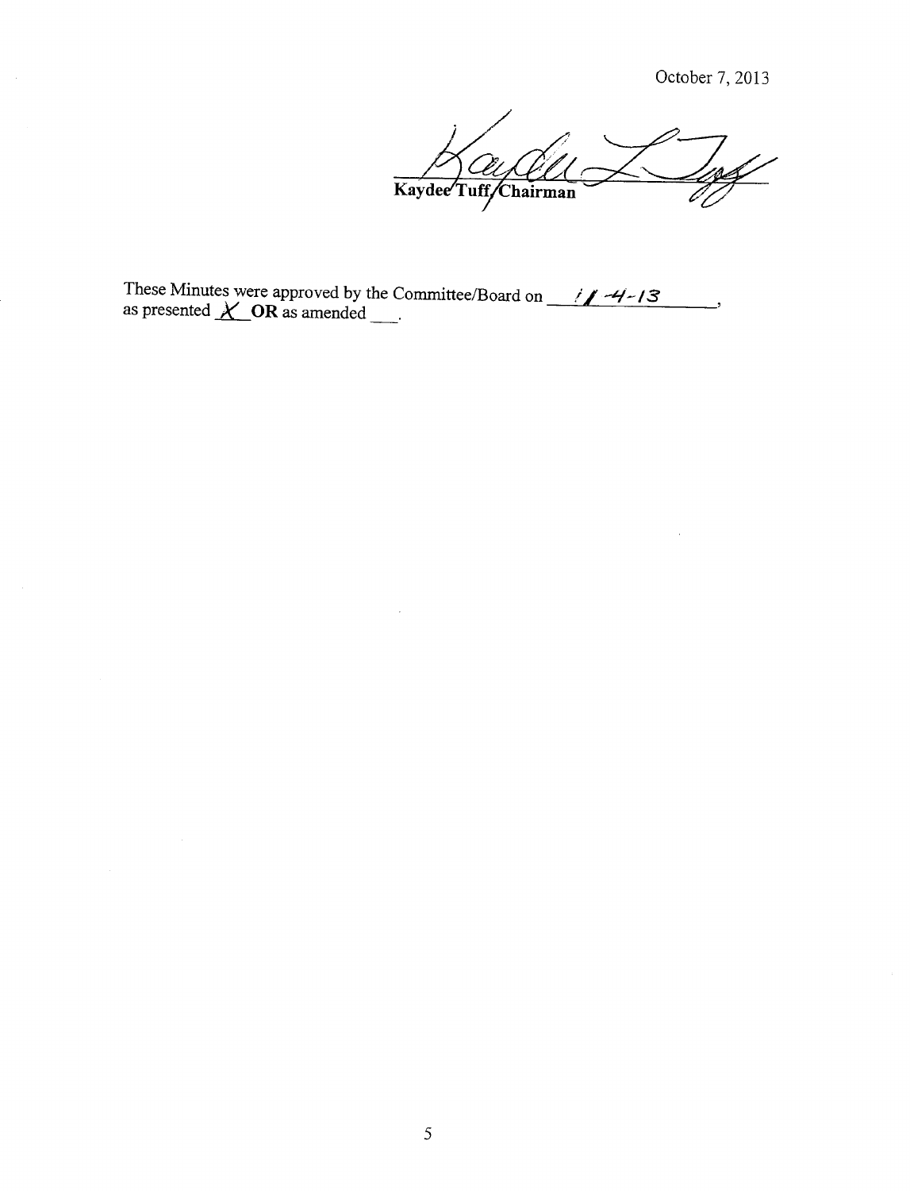October 7, 2013

Kaydee Tuff, Chairman

These Minutes were approved by the Committee/Board on 11-4-13,
as presented X OR as amended \_\_\_.